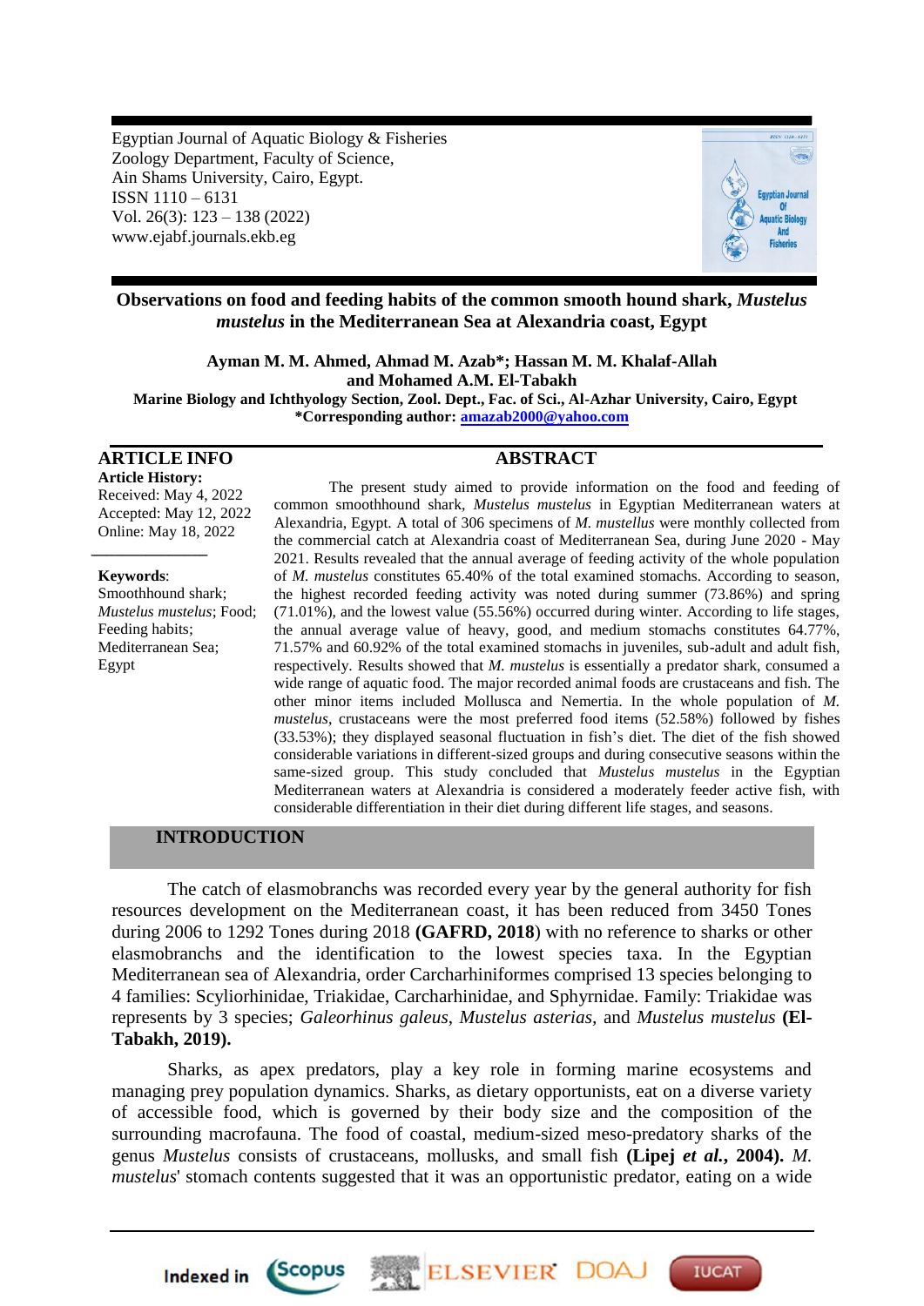Egyptian Journal of Aquatic Biology & Fisheries
Zoology Department, Faculty of Science,
Ain Shams University, Cairo, Egypt.
ISSN 1110 – 6131
Vol. 26(3): 123 – 138 (2022)
www.ejabf.journals.ekb.eg

# Observations on food and feeding habits of the common smooth hound shark, *Mustelus mustelus* in the Mediterranean Sea at Alexandria coast, Egypt

**Ayman M. M. Ahmed, Ahmad M. Azab*; Hassan M. M. Khalaf-Allah and Mohamed A.M. El-Tabakh**

**Marine Biology and Ichthyology Section, Zool. Dept., Fac. of Sci., Al-Azhar University, Cairo, Egypt**

***Corresponding author: amazab2000@yahoo.com**

## ARTICLE INFO

**Article History:**
Received: May 4, 2022
Accepted: May 12, 2022
Online: May 18, 2022

---

**Keywords**:
Smoothhound shark;
*Mustelus mustelus*; Food;
Feeding habits;
Mediterranean Sea;
Egypt

## ABSTRACT

The present study aimed to provide information on the food and feeding of common smoothhound shark, *Mustelus mustelus* in Egyptian Mediterranean waters at Alexandria, Egypt. A total of 306 specimens of *M. mustellus* were monthly collected from the commercial catch at Alexandria coast of Mediterranean Sea, during June 2020 - May 2021. Results revealed that the annual average of feeding activity of the whole population of *M. mustelus* constitutes 65.40% of the total examined stomachs. According to season, the highest recorded feeding activity was noted during summer (73.86%) and spring (71.01%), and the lowest value (55.56%) occurred during winter. According to life stages, the annual average value of heavy, good, and medium stomachs constitutes 64.77%, 71.57% and 60.92% of the total examined stomachs in juveniles, sub-adult and adult fish, respectively. Results showed that *M. mustelus* is essentially a predator shark, consumed a wide range of aquatic food. The major recorded animal foods are crustaceans and fish. The other minor items included Mollusca and Nemertia. In the whole population of *M. mustelus*, crustaceans were the most preferred food items (52.58%) followed by fishes (33.53%); they displayed seasonal fluctuation in fish's diet. The diet of the fish showed considerable variations in different-sized groups and during consecutive seasons within the same-sized group. This study concluded that *Mustelus mustelus* in the Egyptian Mediterranean waters at Alexandria is considered a moderately feeder active fish, with considerable differentiation in their diet during different life stages, and seasons.

## INTRODUCTION

The catch of elasmobranchs was recorded every year by the general authority for fish resources development on the Mediterranean coast, it has been reduced from 3450 Tones during 2006 to 1292 Tones during 2018 **(GAFRD, 2018**) with no reference to sharks or other elasmobranchs and the identification to the lowest species taxa. In the Egyptian Mediterranean sea of Alexandria, order Carcharhiniformes comprised 13 species belonging to 4 families: Scyliorhinidae, Triakidae, Carcharhinidae, and Sphyrnidae. Family: Triakidae was represents by 3 species; *Galeorhinus galeus*, *Mustelus asterias*, and *Mustelus mustelus* **(El-Tabakh, 2019).**

Sharks, as apex predators, play a key role in forming marine ecosystems and managing prey population dynamics. Sharks, as dietary opportunists, eat on a diverse variety of accessible food, which is governed by their body size and the composition of the surrounding macrofauna. The food of coastal, medium-sized meso-predatory sharks of the genus *Mustelus* consists of crustaceans, mollusks, and small fish **(Lipej *et al.*, 2004).** *M. mustelus*' stomach contents suggested that it was an opportunistic predator, eating on a wide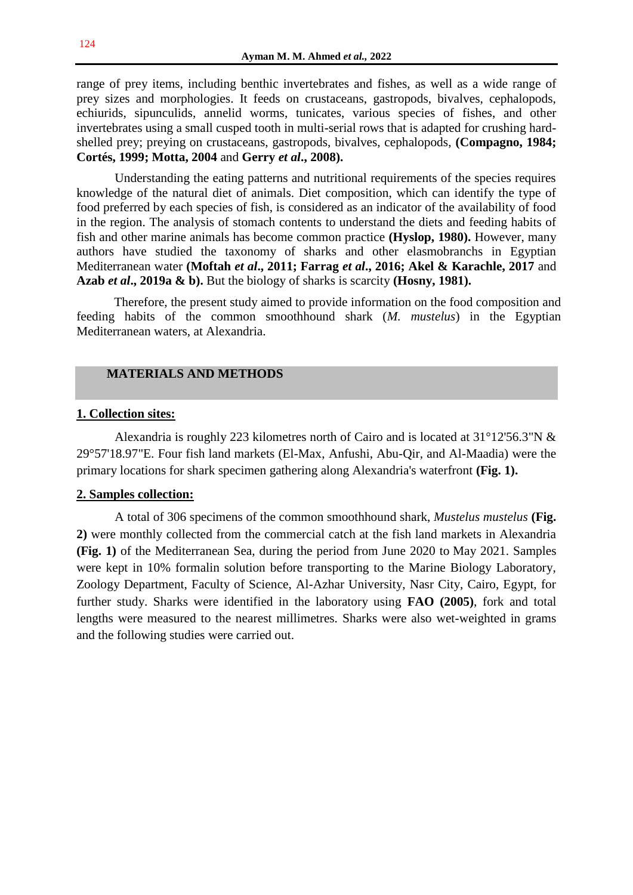range of prey items, including benthic invertebrates and fishes, as well as a wide range of prey sizes and morphologies. It feeds on crustaceans, gastropods, bivalves, cephalopods, echiurids, sipunculids, annelid worms, tunicates, various species of fishes, and other invertebrates using a small cusped tooth in multi-serial rows that is adapted for crushing hard-shelled prey; preying on crustaceans, gastropods, bivalves, cephalopods, **(Compagno, 1984; Cortés, 1999; Motta, 2004** and **Gerry *et al*., 2008).**

Understanding the eating patterns and nutritional requirements of the species requires knowledge of the natural diet of animals. Diet composition, which can identify the type of food preferred by each species of fish, is considered as an indicator of the availability of food in the region. The analysis of stomach contents to understand the diets and feeding habits of fish and other marine animals has become common practice **(Hyslop, 1980).** However, many authors have studied the taxonomy of sharks and other elasmobranchs in Egyptian Mediterranean water **(Moftah *et al*., 2011; Farrag *et al*., 2016; Akel & Karachle, 2017** and **Azab *et al*., 2019a & b).** But the biology of sharks is scarcity **(Hosny, 1981).**

Therefore, the present study aimed to provide information on the food composition and feeding habits of the common smoothhound shark (*M. mustelus*) in the Egyptian Mediterranean waters, at Alexandria.

## MATERIALS AND METHODS

### 1. Collection sites:

Alexandria is roughly 223 kilometres north of Cairo and is located at 31°12'56.3"N & 29°57'18.97"E. Four fish land markets (El-Max, Anfushi, Abu-Qir, and Al-Maadia) were the primary locations for shark specimen gathering along Alexandria's waterfront **(Fig. 1).**

### 2. Samples collection:

A total of 306 specimens of the common smoothhound shark, *Mustelus mustelus* **(Fig. 2)** were monthly collected from the commercial catch at the fish land markets in Alexandria **(Fig. 1)** of the Mediterranean Sea, during the period from June 2020 to May 2021. Samples were kept in 10% formalin solution before transporting to the Marine Biology Laboratory, Zoology Department, Faculty of Science, Al-Azhar University, Nasr City, Cairo, Egypt, for further study. Sharks were identified in the laboratory using **FAO (2005)**, fork and total lengths were measured to the nearest millimetres. Sharks were also wet-weighted in grams and the following studies were carried out.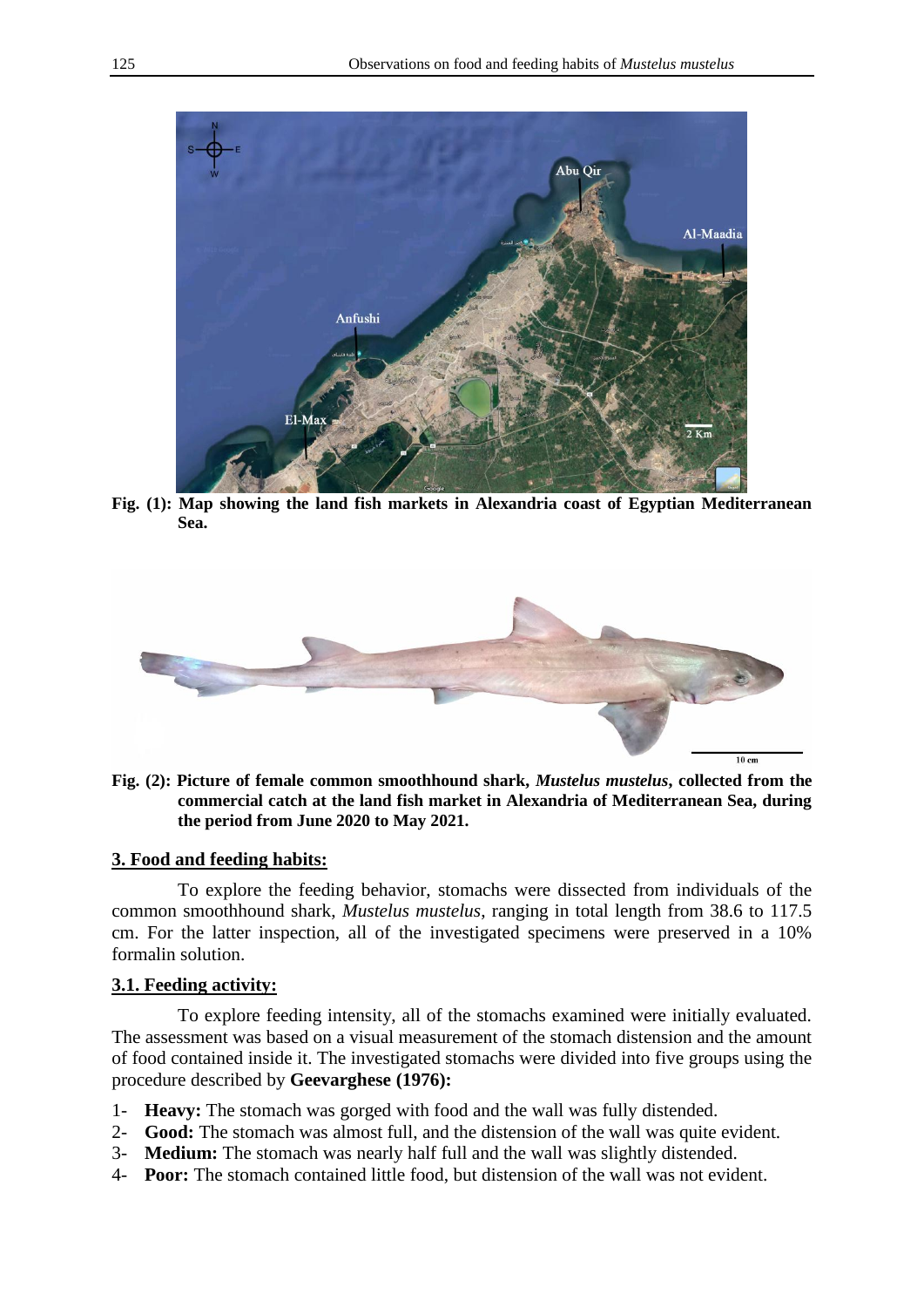Fig. (1): Map showing the land fish markets in Alexandria coast of Egyptian Mediterranean Sea.

Fig. (2): Picture of female common smoothhound shark, *Mustelus mustelus*, collected from the commercial catch at the land fish market in Alexandria of Mediterranean Sea, during the period from June 2020 to May 2021.

## 3. Food and feeding habits:

To explore the feeding behavior, stomachs were dissected from individuals of the common smoothhound shark, *Mustelus mustelus*, ranging in total length from 38.6 to 117.5 cm. For the latter inspection, all of the investigated specimens were preserved in a 10% formalin solution.

### 3.1. Feeding activity:

To explore feeding intensity, all of the stomachs examined were initially evaluated. The assessment was based on a visual measurement of the stomach distension and the amount of food contained inside it. The investigated stomachs were divided into five groups using the procedure described by **Geevarghese (1976):**

1- **Heavy:** The stomach was gorged with food and the wall was fully distended.
2- **Good:** The stomach was almost full, and the distension of the wall was quite evident.
3- **Medium:** The stomach was nearly half full and the wall was slightly distended.
4- **Poor:** The stomach contained little food, but distension of the wall was not evident.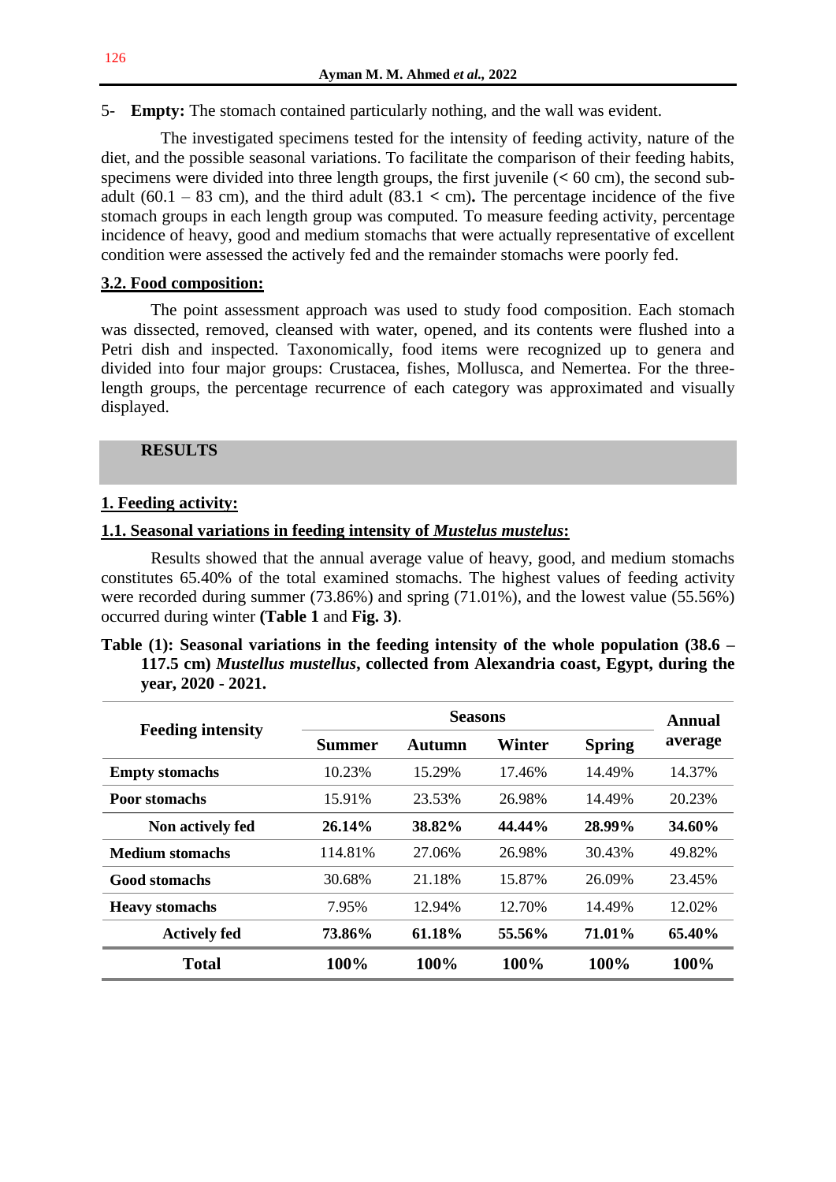5- **Empty:** The stomach contained particularly nothing, and the wall was evident.

The investigated specimens tested for the intensity of feeding activity, nature of the diet, and the possible seasonal variations. To facilitate the comparison of their feeding habits, specimens were divided into three length groups, the first juvenile (< 60 cm), the second sub-adult (60.1 – 83 cm), and the third adult (83.1 < cm)**.** The percentage incidence of the five stomach groups in each length group was computed. To measure feeding activity, percentage incidence of heavy, good and medium stomachs that were actually representative of excellent condition were assessed the actively fed and the remainder stomachs were poorly fed.

### 3.2. Food composition:

The point assessment approach was used to study food composition. Each stomach was dissected, removed, cleansed with water, opened, and its contents were flushed into a Petri dish and inspected. Taxonomically, food items were recognized up to genera and divided into four major groups: Crustacea, fishes, Mollusca, and Nemertea. For the three-length groups, the percentage recurrence of each category was approximated and visually displayed.

## RESULTS

### 1. Feeding activity:

#### 1.1. Seasonal variations in feeding intensity of *Mustelus mustelus*:

Results showed that the annual average value of heavy, good, and medium stomachs constitutes 65.40% of the total examined stomachs. The highest values of feeding activity were recorded during summer (73.86%) and spring (71.01%), and the lowest value (55.56%) occurred during winter **(Table 1** and **Fig. 3)**.

**Table (1): Seasonal variations in the feeding intensity of the whole population (38.6 – 117.5 cm) *Mustellus mustellus*, collected from Alexandria coast, Egypt, during the year, 2020 - 2021.**

| Feeding intensity | Seasons | | | | Annual average |
|---|---|---|---|---|---|
| | **Summer** | **Autumn** | **Winter** | **Spring** | |
| **Empty stomachs** | 10.23% | 15.29% | 17.46% | 14.49% | 14.37% |
| **Poor stomachs** | 15.91% | 23.53% | 26.98% | 14.49% | 20.23% |
| **Non actively fed** | **26.14%** | **38.82%** | **44.44%** | **28.99%** | **34.60%** |
| **Medium stomachs** | 114.81% | 27.06% | 26.98% | 30.43% | 49.82% |
| **Good stomachs** | 30.68% | 21.18% | 15.87% | 26.09% | 23.45% |
| **Heavy stomachs** | 7.95% | 12.94% | 12.70% | 14.49% | 12.02% |
| **Actively fed** | **73.86%** | **61.18%** | **55.56%** | **71.01%** | **65.40%** |
| **Total** | **100%** | **100%** | **100%** | **100%** | **100%** |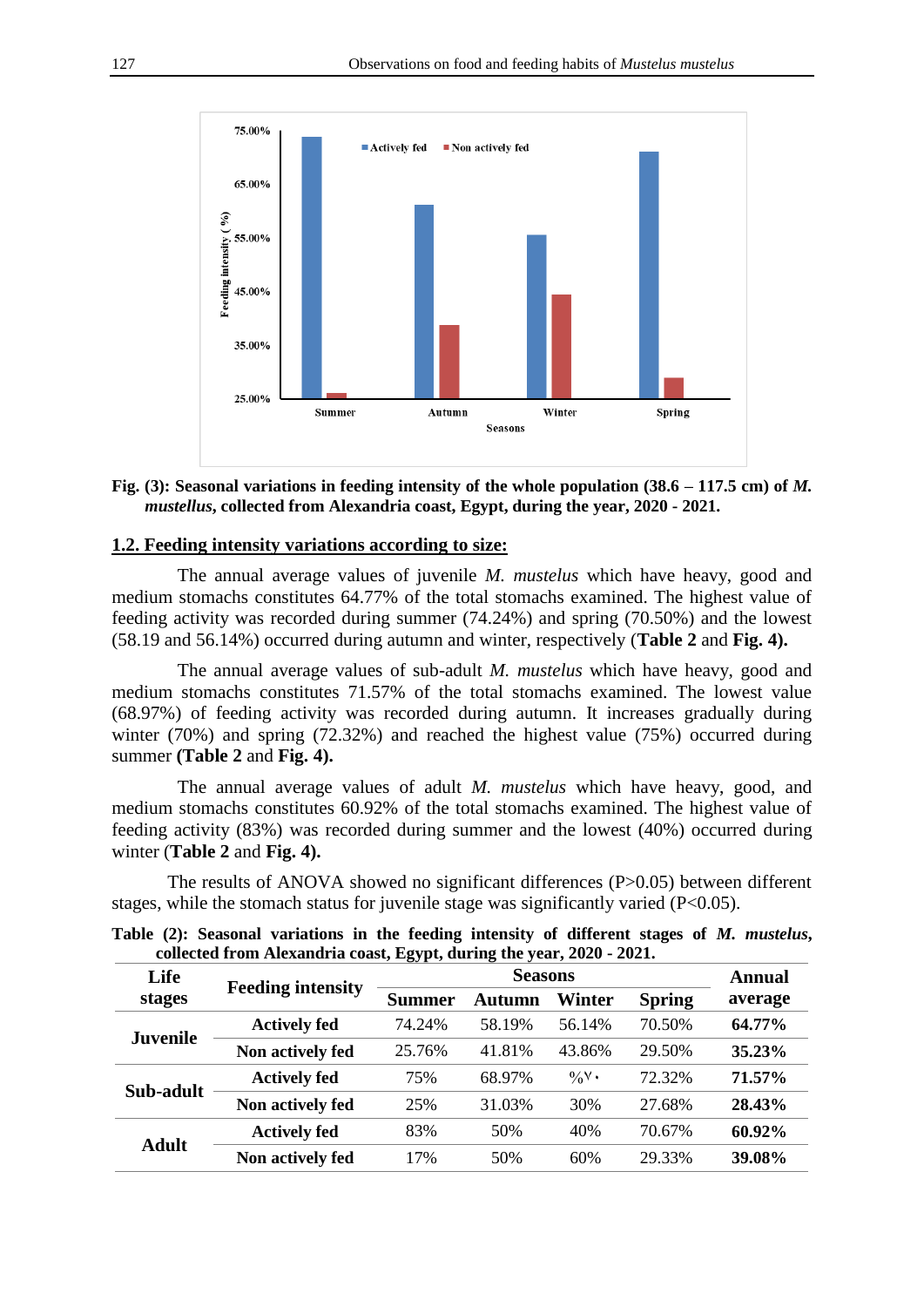Fig. (3): Seasonal variations in feeding intensity of the whole population (38.6 – 117.5 cm) of *M. mustellus*, collected from Alexandria coast, Egypt, during the year, 2020 - 2021.

## 1.2. Feeding intensity variations according to size:

The annual average values of juvenile *M. mustelus* which have heavy, good and medium stomachs constitutes 64.77% of the total stomachs examined. The highest value of feeding activity was recorded during summer (74.24%) and spring (70.50%) and the lowest (58.19 and 56.14%) occurred during autumn and winter, respectively (**Table 2** and **Fig. 4).**

The annual average values of sub-adult *M. mustelus* which have heavy, good and medium stomachs constitutes 71.57% of the total stomachs examined. The lowest value (68.97%) of feeding activity was recorded during autumn. It increases gradually during winter (70%) and spring (72.32%) and reached the highest value (75%) occurred during summer **(Table 2** and **Fig. 4).**

The annual average values of adult *M. mustelus* which have heavy, good, and medium stomachs constitutes 60.92% of the total stomachs examined. The highest value of feeding activity (83%) was recorded during summer and the lowest (40%) occurred during winter (**Table 2** and **Fig. 4).**

The results of ANOVA showed no significant differences (P>0.05) between different stages, while the stomach status for juvenile stage was significantly varied (P<0.05).

**Table (2): Seasonal variations in the feeding intensity of different stages of *M. mustelus*, collected from Alexandria coast, Egypt, during the year, 2020 - 2021.**

| Life stages | Feeding intensity | Seasons | | | | Annual average |
|---|---|---|---|---|---|---|
| | | Summer | Autumn | Winter | Spring | |
| Juvenile | Actively fed | 74.24% | 58.19% | 56.14% | 70.50% | **64.77%** |
| | Non actively fed | 25.76% | 41.81% | 43.86% | 29.50% | **35.23%** |
| Sub-adult | Actively fed | 75% | 68.97% | %٧٠ | 72.32% | **71.57%** |
| | Non actively fed | 25% | 31.03% | 30% | 27.68% | **28.43%** |
| Adult | Actively fed | 83% | 50% | 40% | 70.67% | **60.92%** |
| | Non actively fed | 17% | 50% | 60% | 29.33% | **39.08%** |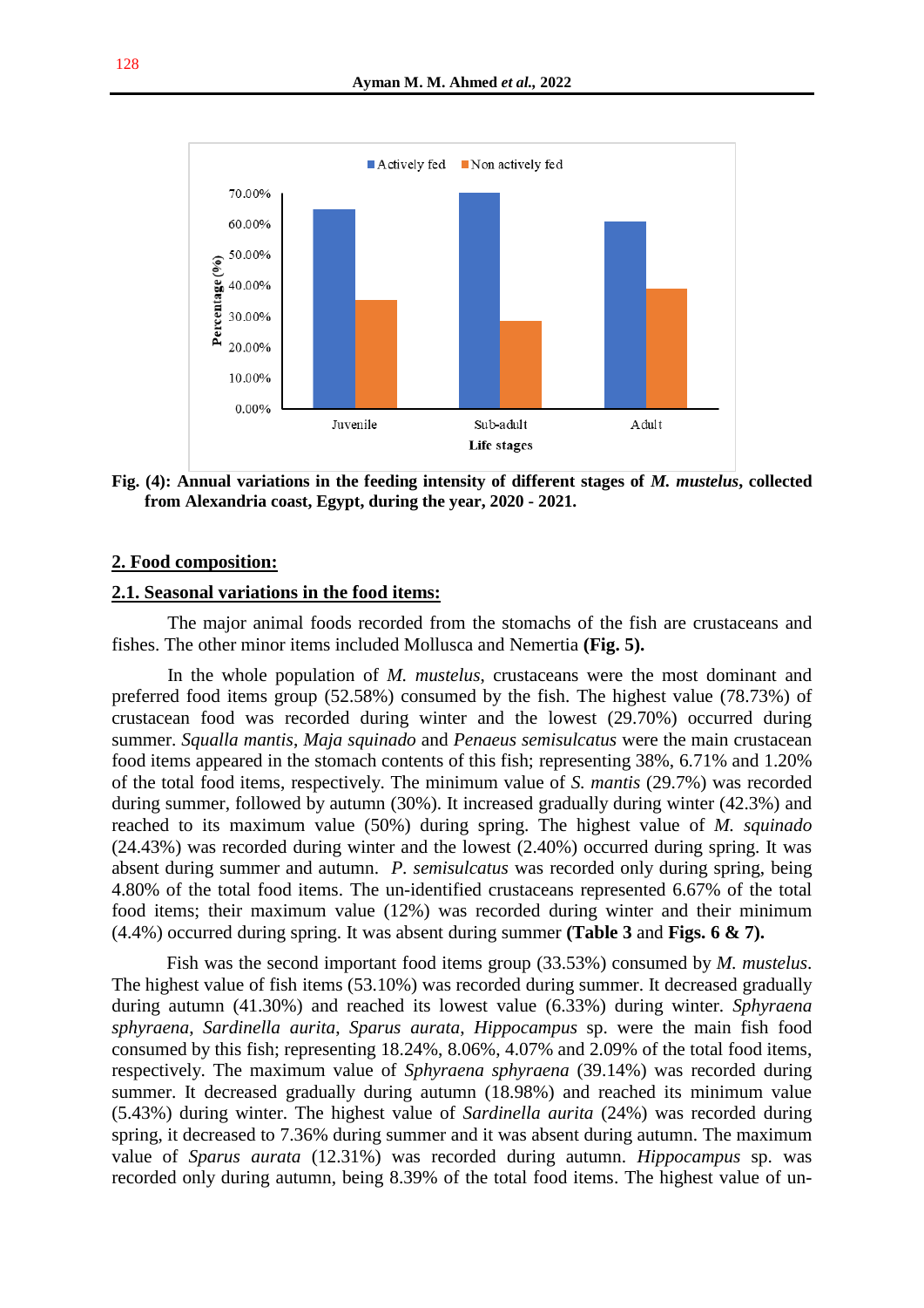Fig. (4): Annual variations in the feeding intensity of different stages of *M. mustelus*, collected from Alexandria coast, Egypt, during the year, 2020 - 2021.

## 2. Food composition:

### 2.1. Seasonal variations in the food items:

The major animal foods recorded from the stomachs of the fish are crustaceans and fishes. The other minor items included Mollusca and Nemertia **(Fig. 5).**

In the whole population of *M. mustelus*, crustaceans were the most dominant and preferred food items group (52.58%) consumed by the fish. The highest value (78.73%) of crustacean food was recorded during winter and the lowest (29.70%) occurred during summer. *Squalla mantis*, *Maja squinado* and *Penaeus semisulcatus* were the main crustacean food items appeared in the stomach contents of this fish; representing 38%, 6.71% and 1.20% of the total food items, respectively. The minimum value of *S. mantis* (29.7%) was recorded during summer, followed by autumn (30%). It increased gradually during winter (42.3%) and reached to its maximum value (50%) during spring. The highest value of *M. squinado* (24.43%) was recorded during winter and the lowest (2.40%) occurred during spring. It was absent during summer and autumn. *P. semisulcatus* was recorded only during spring, being 4.80% of the total food items. The un-identified crustaceans represented 6.67% of the total food items; their maximum value (12%) was recorded during winter and their minimum (4.4%) occurred during spring. It was absent during summer **(Table 3** and **Figs. 6 & 7).**

Fish was the second important food items group (33.53%) consumed by *M. mustelus*. The highest value of fish items (53.10%) was recorded during summer. It decreased gradually during autumn (41.30%) and reached its lowest value (6.33%) during winter. *Sphyraena sphyraena*, *Sardinella aurita*, *Sparus aurata*, *Hippocampus* sp. were the main fish food consumed by this fish; representing 18.24%, 8.06%, 4.07% and 2.09% of the total food items, respectively. The maximum value of *Sphyraena sphyraena* (39.14%) was recorded during summer. It decreased gradually during autumn (18.98%) and reached its minimum value (5.43%) during winter. The highest value of *Sardinella aurita* (24%) was recorded during spring, it decreased to 7.36% during summer and it was absent during autumn. The maximum value of *Sparus aurata* (12.31%) was recorded during autumn. *Hippocampus* sp. was recorded only during autumn, being 8.39% of the total food items. The highest value of un-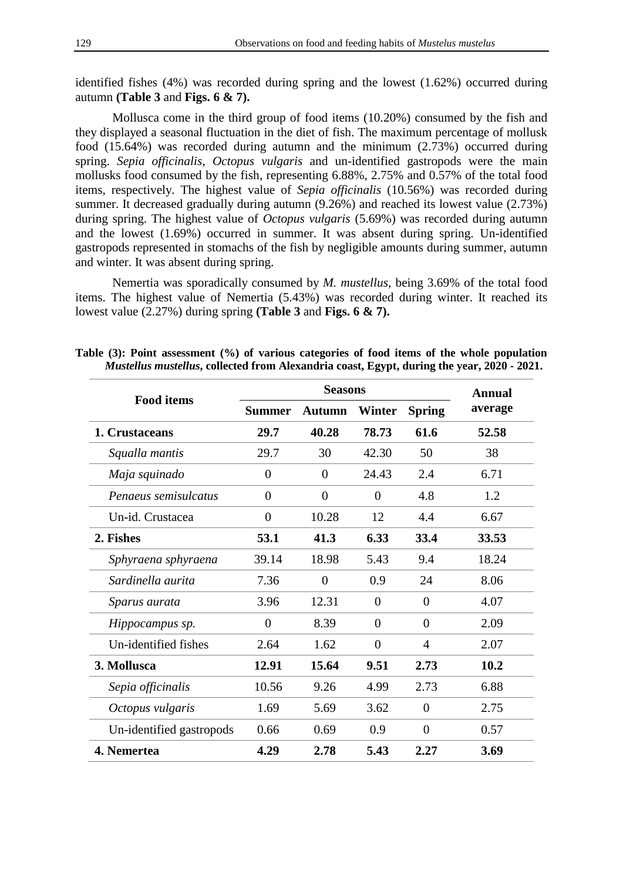identified fishes (4%) was recorded during spring and the lowest (1.62%) occurred during autumn **(Table 3** and **Figs. 6 & 7).**

Mollusca come in the third group of food items (10.20%) consumed by the fish and they displayed a seasonal fluctuation in the diet of fish. The maximum percentage of mollusk food (15.64%) was recorded during autumn and the minimum (2.73%) occurred during spring. *Sepia officinalis*, *Octopus vulgaris* and un-identified gastropods were the main mollusks food consumed by the fish, representing 6.88%, 2.75% and 0.57% of the total food items, respectively. The highest value of *Sepia officinalis* (10.56%) was recorded during summer. It decreased gradually during autumn (9.26%) and reached its lowest value (2.73%) during spring. The highest value of *Octopus vulgaris* (5.69%) was recorded during autumn and the lowest (1.69%) occurred in summer. It was absent during spring. Un-identified gastropods represented in stomachs of the fish by negligible amounts during summer, autumn and winter. It was absent during spring.

Nemertia was sporadically consumed by *M. mustellus*, being 3.69% of the total food items. The highest value of Nemertia (5.43%) was recorded during winter. It reached its lowest value (2.27%) during spring **(Table 3** and **Figs. 6 & 7).**

**Table (3): Point assessment (%) of various categories of food items of the whole population *Mustellus mustellus*, collected from Alexandria coast, Egypt, during the year, 2020 - 2021.**

| Food items | Seasons | | | | Annual average |
|---|---|---|---|---|---|
| | **Summer** | **Autumn** | **Winter** | **Spring** | |
| **1. Crustaceans** | **29.7** | **40.28** | **78.73** | **61.6** | **52.58** |
| *Squalla mantis* | 29.7 | 30 | 42.30 | 50 | 38 |
| *Maja squinado* | 0 | 0 | 24.43 | 2.4 | 6.71 |
| *Penaeus semisulcatus* | 0 | 0 | 0 | 4.8 | 1.2 |
| Un-id. Crustacea | 0 | 10.28 | 12 | 4.4 | 6.67 |
| **2. Fishes** | **53.1** | **41.3** | **6.33** | **33.4** | **33.53** |
| *Sphyraena sphyraena* | 39.14 | 18.98 | 5.43 | 9.4 | 18.24 |
| *Sardinella aurita* | 7.36 | 0 | 0.9 | 24 | 8.06 |
| *Sparus aurata* | 3.96 | 12.31 | 0 | 0 | 4.07 |
| *Hippocampus sp.* | 0 | 8.39 | 0 | 0 | 2.09 |
| Un-identified fishes | 2.64 | 1.62 | 0 | 4 | 2.07 |
| **3. Mollusca** | **12.91** | **15.64** | **9.51** | **2.73** | **10.2** |
| *Sepia officinalis* | 10.56 | 9.26 | 4.99 | 2.73 | 6.88 |
| *Octopus vulgaris* | 1.69 | 5.69 | 3.62 | 0 | 2.75 |
| Un-identified gastropods | 0.66 | 0.69 | 0.9 | 0 | 0.57 |
| **4. Nemertea** | **4.29** | **2.78** | **5.43** | **2.27** | **3.69** |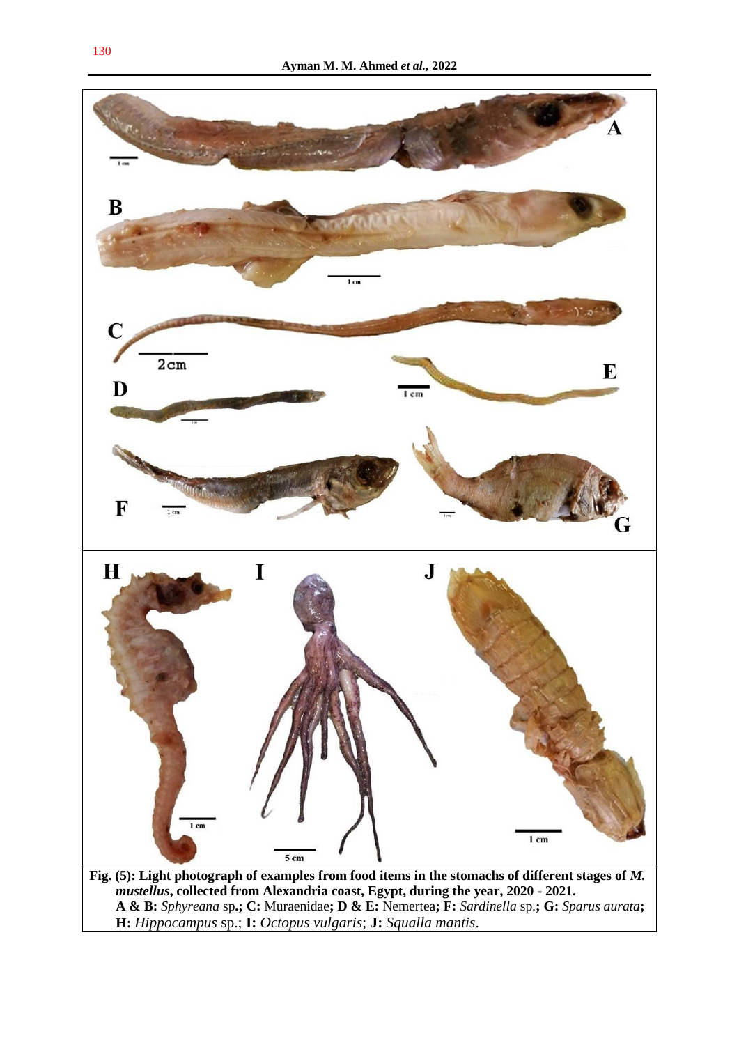**Fig. (5): Light photograph of examples from food items in the stomachs of different stages of *M. mustellus*, collected from Alexandria coast, Egypt, during the year, 2020 - 2021.**
**A & B:** *Sphyreana* sp.**; C:** Muraenidae**; D & E:** Nemertea**; F:** *Sardinella* sp.**; G:** *Sparus aurata***;** **H:** *Hippocampus* sp.; **I:** *Octopus vulgaris*; **J:** *Squalla mantis*.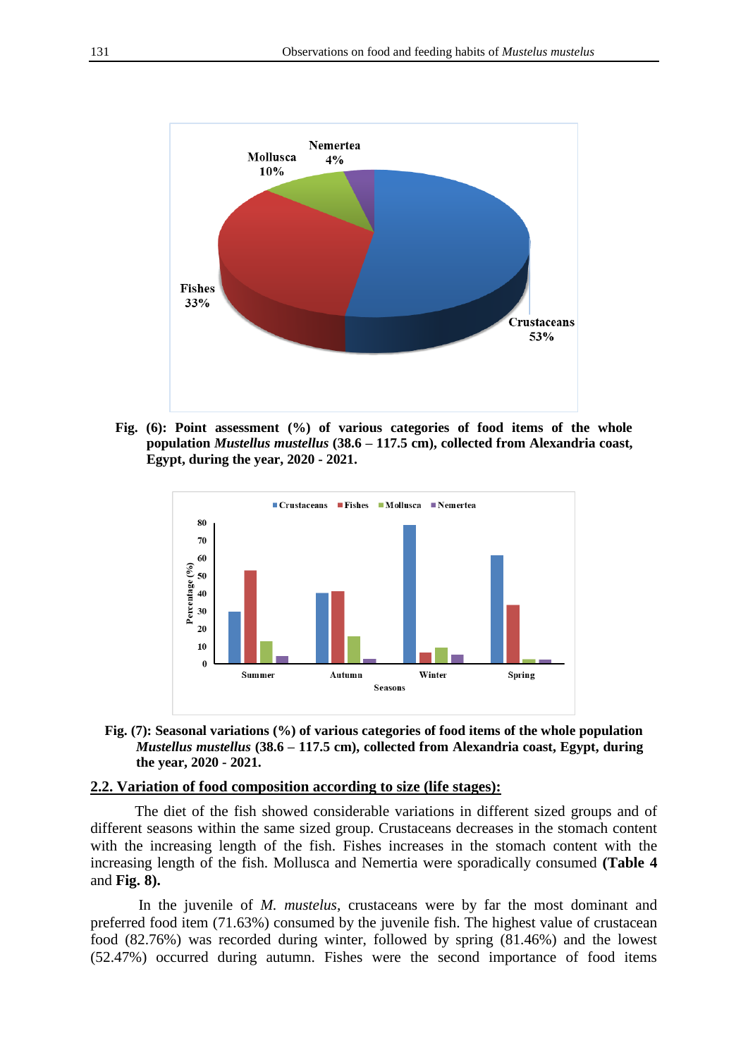Fig. (6): Point assessment (%) of various categories of food items of the whole population *Mustellus mustellus* (38.6 – 117.5 cm), collected from Alexandria coast, Egypt, during the year, 2020 - 2021.

Fig. (7): Seasonal variations (%) of various categories of food items of the whole population *Mustellus mustellus* (38.6 – 117.5 cm), collected from Alexandria coast, Egypt, during the year, 2020 - 2021.

## 2.2. Variation of food composition according to size (life stages):

The diet of the fish showed considerable variations in different sized groups and of different seasons within the same sized group. Crustaceans decreases in the stomach content with the increasing length of the fish. Fishes increases in the stomach content with the increasing length of the fish. Mollusca and Nemertia were sporadically consumed **(Table 4** and **Fig. 8).**

In the juvenile of *M. mustelus*, crustaceans were by far the most dominant and preferred food item (71.63%) consumed by the juvenile fish. The highest value of crustacean food (82.76%) was recorded during winter, followed by spring (81.46%) and the lowest (52.47%) occurred during autumn. Fishes were the second importance of food items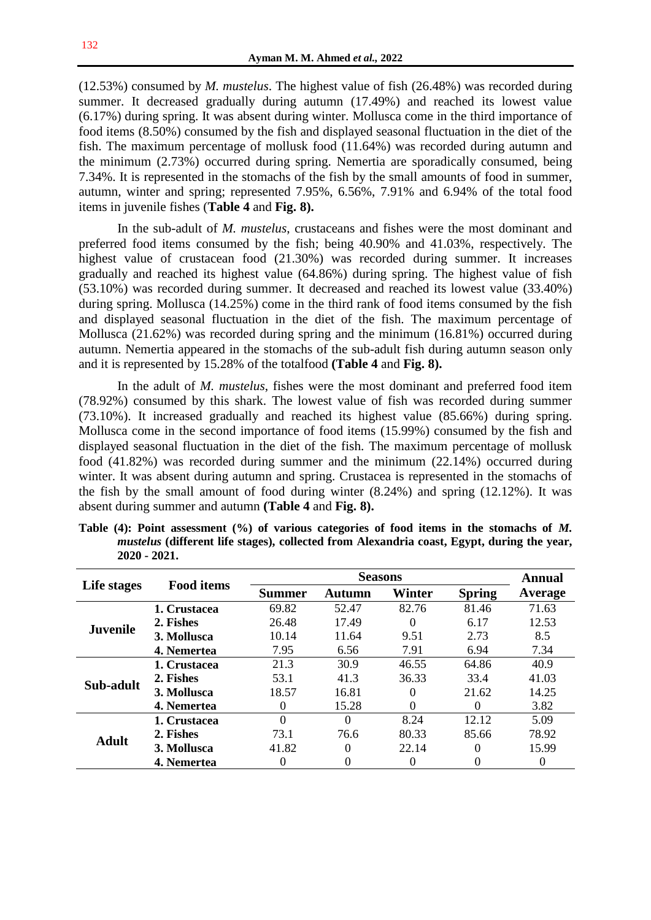(12.53%) consumed by *M. mustelus*. The highest value of fish (26.48%) was recorded during summer. It decreased gradually during autumn (17.49%) and reached its lowest value (6.17%) during spring. It was absent during winter. Mollusca come in the third importance of food items (8.50%) consumed by the fish and displayed seasonal fluctuation in the diet of the fish. The maximum percentage of mollusk food (11.64%) was recorded during autumn and the minimum (2.73%) occurred during spring. Nemertia are sporadically consumed, being 7.34%. It is represented in the stomachs of the fish by the small amounts of food in summer, autumn, winter and spring; represented 7.95%, 6.56%, 7.91% and 6.94% of the total food items in juvenile fishes (**Table 4** and **Fig. 8).**

In the sub-adult of *M. mustelus*, crustaceans and fishes were the most dominant and preferred food items consumed by the fish; being 40.90% and 41.03%, respectively. The highest value of crustacean food (21.30%) was recorded during summer. It increases gradually and reached its highest value (64.86%) during spring. The highest value of fish (53.10%) was recorded during summer. It decreased and reached its lowest value (33.40%) during spring. Mollusca (14.25%) come in the third rank of food items consumed by the fish and displayed seasonal fluctuation in the diet of the fish. The maximum percentage of Mollusca (21.62%) was recorded during spring and the minimum (16.81%) occurred during autumn. Nemertia appeared in the stomachs of the sub-adult fish during autumn season only and it is represented by 15.28% of the totalfood **(Table 4** and **Fig. 8).**

In the adult of *M. mustelus*, fishes were the most dominant and preferred food item (78.92%) consumed by this shark. The lowest value of fish was recorded during summer (73.10%). It increased gradually and reached its highest value (85.66%) during spring. Mollusca come in the second importance of food items (15.99%) consumed by the fish and displayed seasonal fluctuation in the diet of the fish. The maximum percentage of mollusk food (41.82%) was recorded during summer and the minimum (22.14%) occurred during winter. It was absent during autumn and spring. Crustacea is represented in the stomachs of the fish by the small amount of food during winter (8.24%) and spring (12.12%). It was absent during summer and autumn **(Table 4** and **Fig. 8).**

**Table (4): Point assessment (%) of various categories of food items in the stomachs of *M. mustelus* (different life stages), collected from Alexandria coast, Egypt, during the year, 2020 - 2021.**

| Life stages | Food items | Seasons | | | | Annual Average |
|---|---|---|---|---|---|---|
| | | **Summer** | **Autumn** | **Winter** | **Spring** | |
| **Juvenile** | **1. Crustacea** | 69.82 | 52.47 | 82.76 | 81.46 | 71.63 |
| | **2. Fishes** | 26.48 | 17.49 | 0 | 6.17 | 12.53 |
| | **3. Mollusca** | 10.14 | 11.64 | 9.51 | 2.73 | 8.5 |
| | **4. Nemertea** | 7.95 | 6.56 | 7.91 | 6.94 | 7.34 |
| **Sub-adult** | **1. Crustacea** | 21.3 | 30.9 | 46.55 | 64.86 | 40.9 |
| | **2. Fishes** | 53.1 | 41.3 | 36.33 | 33.4 | 41.03 |
| | **3. Mollusca** | 18.57 | 16.81 | 0 | 21.62 | 14.25 |
| | **4. Nemertea** | 0 | 15.28 | 0 | 0 | 3.82 |
| **Adult** | **1. Crustacea** | 0 | 0 | 8.24 | 12.12 | 5.09 |
| | **2. Fishes** | 73.1 | 76.6 | 80.33 | 85.66 | 78.92 |
| | **3. Mollusca** | 41.82 | 0 | 22.14 | 0 | 15.99 |
| | **4. Nemertea** | 0 | 0 | 0 | 0 | 0 |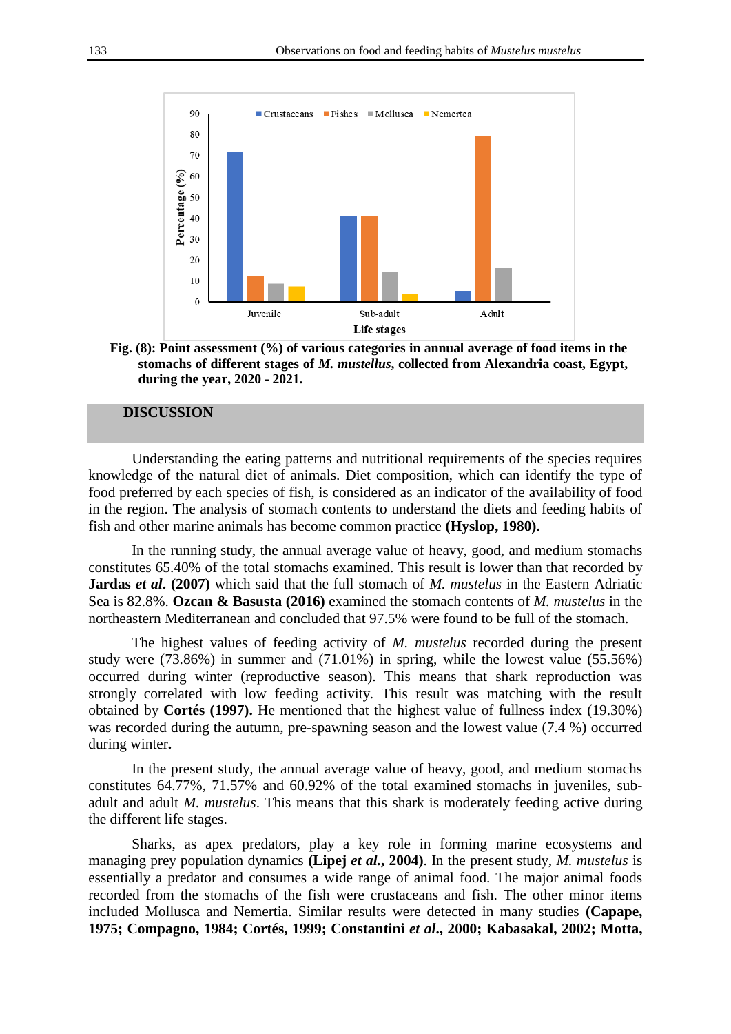Fig. (8): Point assessment (%) of various categories in annual average of food items in the stomachs of different stages of *M. mustellus*, collected from Alexandria coast, Egypt, during the year, 2020 - 2021.

## DISCUSSION

Understanding the eating patterns and nutritional requirements of the species requires knowledge of the natural diet of animals. Diet composition, which can identify the type of food preferred by each species of fish, is considered as an indicator of the availability of food in the region. The analysis of stomach contents to understand the diets and feeding habits of fish and other marine animals has become common practice **(Hyslop, 1980).**

In the running study, the annual average value of heavy, good, and medium stomachs constitutes 65.40% of the total stomachs examined. This result is lower than that recorded by **Jardas *et al*. (2007)** which said that the full stomach of *M. mustelus* in the Eastern Adriatic Sea is 82.8%. **Ozcan & Basusta (2016)** examined the stomach contents of *M. mustelus* in the northeastern Mediterranean and concluded that 97.5% were found to be full of the stomach.

The highest values of feeding activity of *M. mustelus* recorded during the present study were (73.86%) in summer and (71.01%) in spring, while the lowest value (55.56%) occurred during winter (reproductive season). This means that shark reproduction was strongly correlated with low feeding activity. This result was matching with the result obtained by **Cortés (1997).** He mentioned that the highest value of fullness index (19.30%) was recorded during the autumn, pre-spawning season and the lowest value (7.4 %) occurred during winter**.**

In the present study, the annual average value of heavy, good, and medium stomachs constitutes 64.77%, 71.57% and 60.92% of the total examined stomachs in juveniles, sub-adult and adult *M. mustelus*. This means that this shark is moderately feeding active during the different life stages.

Sharks, as apex predators, play a key role in forming marine ecosystems and managing prey population dynamics **(Lipej *et al.*, 2004)**. In the present study, *M. mustelus* is essentially a predator and consumes a wide range of animal food. The major animal foods recorded from the stomachs of the fish were crustaceans and fish. The other minor items included Mollusca and Nemertia. Similar results were detected in many studies **(Capape, 1975; Compagno, 1984; Cortés, 1999; Constantini *et al*., 2000; Kabasakal, 2002; Motta,**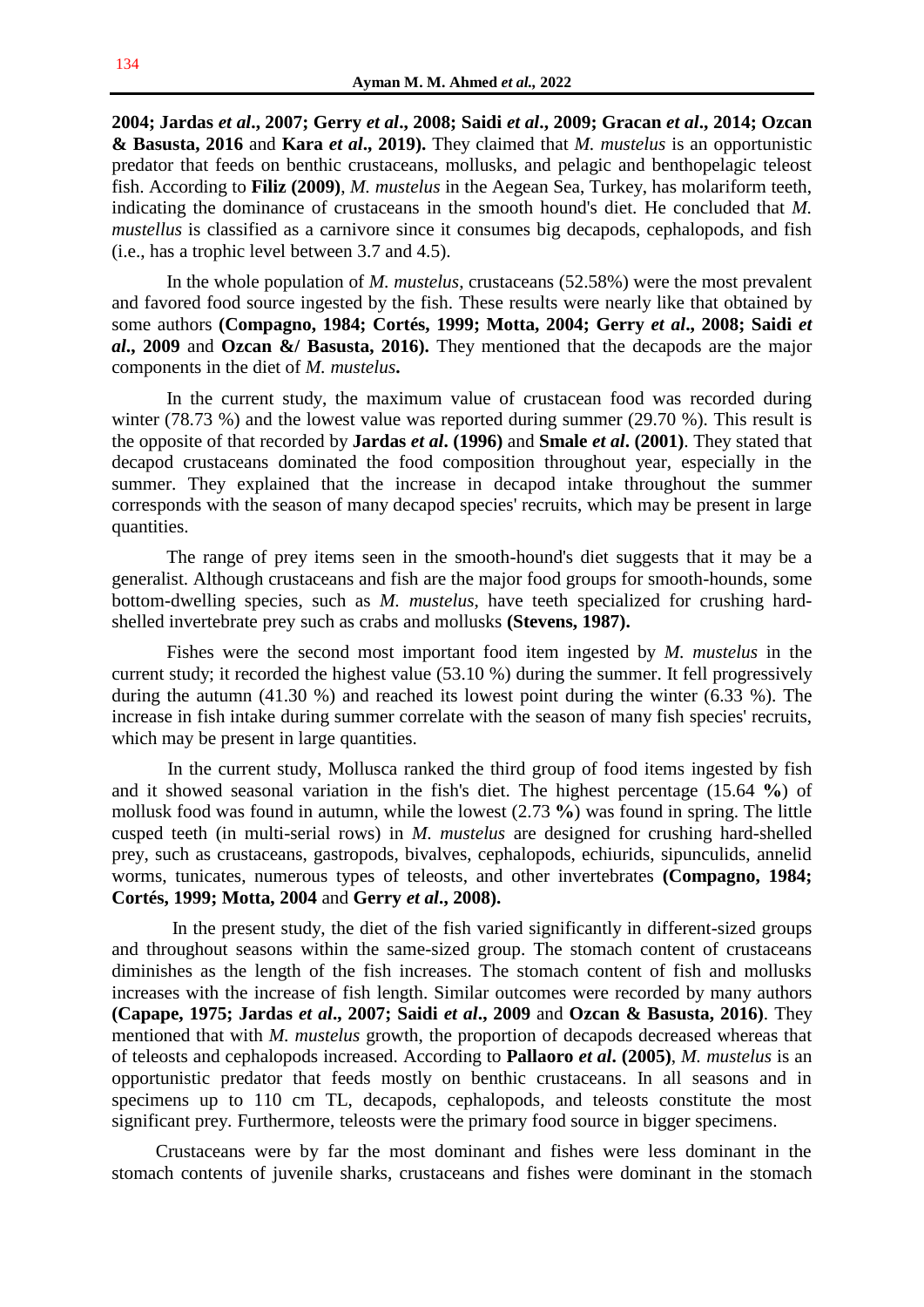**2004; Jardas *et al*., 2007; Gerry *et al*., 2008; Saidi *et al*., 2009; Gracan *et al*., 2014; Ozcan & Basusta, 2016** and **Kara *et al*., 2019).** They claimed that *M. mustelus* is an opportunistic predator that feeds on benthic crustaceans, mollusks, and pelagic and benthopelagic teleost fish. According to **Filiz (2009)**, *M. mustelus* in the Aegean Sea, Turkey, has molariform teeth, indicating the dominance of crustaceans in the smooth hound's diet. He concluded that *M. mustellus* is classified as a carnivore since it consumes big decapods, cephalopods, and fish (i.e., has a trophic level between 3.7 and 4.5).

In the whole population of *M. mustelus*, crustaceans (52.58%) were the most prevalent and favored food source ingested by the fish. These results were nearly like that obtained by some authors **(Compagno, 1984; Cortés, 1999; Motta, 2004; Gerry *et al*., 2008; Saidi *et al*., 2009** and **Ozcan &/ Basusta, 2016).** They mentioned that the decapods are the major components in the diet of *M. mustelus***.**

In the current study, the maximum value of crustacean food was recorded during winter (78.73 %) and the lowest value was reported during summer (29.70 %). This result is the opposite of that recorded by **Jardas *et al*. (1996)** and **Smale *et al*. (2001)**. They stated that decapod crustaceans dominated the food composition throughout year, especially in the summer. They explained that the increase in decapod intake throughout the summer corresponds with the season of many decapod species' recruits, which may be present in large quantities.

The range of prey items seen in the smooth-hound's diet suggests that it may be a generalist. Although crustaceans and fish are the major food groups for smooth-hounds, some bottom-dwelling species, such as *M. mustelus*, have teeth specialized for crushing hard-shelled invertebrate prey such as crabs and mollusks **(Stevens, 1987).**

Fishes were the second most important food item ingested by *M. mustelus* in the current study; it recorded the highest value (53.10 %) during the summer. It fell progressively during the autumn (41.30 %) and reached its lowest point during the winter (6.33 %). The increase in fish intake during summer correlate with the season of many fish species' recruits, which may be present in large quantities.

In the current study, Mollusca ranked the third group of food items ingested by fish and it showed seasonal variation in the fish's diet. The highest percentage (15.64 **%**) of mollusk food was found in autumn, while the lowest (2.73 **%**) was found in spring. The little cusped teeth (in multi-serial rows) in *M. mustelus* are designed for crushing hard-shelled prey, such as crustaceans, gastropods, bivalves, cephalopods, echiurids, sipunculids, annelid worms, tunicates, numerous types of teleosts, and other invertebrates **(Compagno, 1984; Cortés, 1999; Motta, 2004** and **Gerry *et al*., 2008).**

In the present study, the diet of the fish varied significantly in different-sized groups and throughout seasons within the same-sized group. The stomach content of crustaceans diminishes as the length of the fish increases. The stomach content of fish and mollusks increases with the increase of fish length. Similar outcomes were recorded by many authors **(Capape, 1975; Jardas *et al*., 2007; Saidi *et al*., 2009** and **Ozcan & Basusta, 2016)**. They mentioned that with *M. mustelus* growth, the proportion of decapods decreased whereas that of teleosts and cephalopods increased. According to **Pallaoro *et al*. (2005)**, *M. mustelus* is an opportunistic predator that feeds mostly on benthic crustaceans. In all seasons and in specimens up to 110 cm TL, decapods, cephalopods, and teleosts constitute the most significant prey. Furthermore, teleosts were the primary food source in bigger specimens.

Crustaceans were by far the most dominant and fishes were less dominant in the stomach contents of juvenile sharks, crustaceans and fishes were dominant in the stomach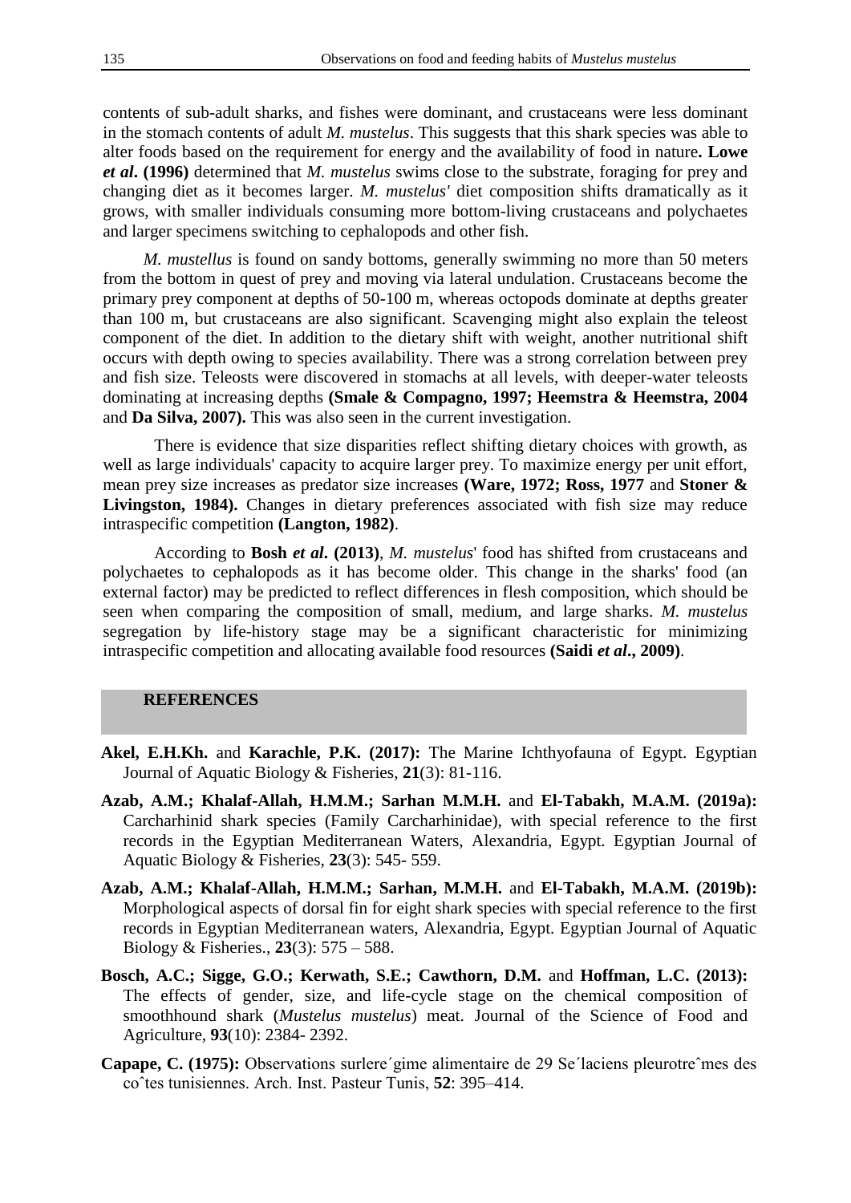contents of sub-adult sharks, and fishes were dominant, and crustaceans were less dominant in the stomach contents of adult *M. mustelus*. This suggests that this shark species was able to alter foods based on the requirement for energy and the availability of food in nature**. Lowe *et al*. (1996)** determined that *M. mustelus* swims close to the substrate, foraging for prey and changing diet as it becomes larger. *M. mustelus'* diet composition shifts dramatically as it grows, with smaller individuals consuming more bottom-living crustaceans and polychaetes and larger specimens switching to cephalopods and other fish.

*M. mustellus* is found on sandy bottoms, generally swimming no more than 50 meters from the bottom in quest of prey and moving via lateral undulation. Crustaceans become the primary prey component at depths of 50-100 m, whereas octopods dominate at depths greater than 100 m, but crustaceans are also significant. Scavenging might also explain the teleost component of the diet. In addition to the dietary shift with weight, another nutritional shift occurs with depth owing to species availability. There was a strong correlation between prey and fish size. Teleosts were discovered in stomachs at all levels, with deeper-water teleosts dominating at increasing depths **(Smale & Compagno, 1997; Heemstra & Heemstra, 2004** and **Da Silva, 2007).** This was also seen in the current investigation.

There is evidence that size disparities reflect shifting dietary choices with growth, as well as large individuals' capacity to acquire larger prey. To maximize energy per unit effort, mean prey size increases as predator size increases **(Ware, 1972; Ross, 1977** and **Stoner & Livingston, 1984).** Changes in dietary preferences associated with fish size may reduce intraspecific competition **(Langton, 1982)**.

According to **Bosh *et al*. (2013)**, *M. mustelus*' food has shifted from crustaceans and polychaetes to cephalopods as it has become older. This change in the sharks' food (an external factor) may be predicted to reflect differences in flesh composition, which should be seen when comparing the composition of small, medium, and large sharks. *M. mustelus* segregation by life-history stage may be a significant characteristic for minimizing intraspecific competition and allocating available food resources **(Saidi *et al*., 2009)**.

## REFERENCES

**Akel, E.H.Kh.** and **Karachle, P.K. (2017):** The Marine Ichthyofauna of Egypt. Egyptian Journal of Aquatic Biology & Fisheries, **21**(3): 81-116.

**Azab, A.M.; Khalaf-Allah, H.M.M.; Sarhan M.M.H.** and **El-Tabakh, M.A.M. (2019a):** Carcharhinid shark species (Family Carcharhinidae), with special reference to the first records in the Egyptian Mediterranean Waters, Alexandria, Egypt. Egyptian Journal of Aquatic Biology & Fisheries, **23**(3): 545- 559.

**Azab, A.M.; Khalaf-Allah, H.M.M.; Sarhan, M.M.H.** and **El-Tabakh, M.A.M. (2019b):** Morphological aspects of dorsal fin for eight shark species with special reference to the first records in Egyptian Mediterranean waters, Alexandria, Egypt. Egyptian Journal of Aquatic Biology & Fisheries., **23**(3): 575 – 588.

**Bosch, A.C.; Sigge, G.O.; Kerwath, S.E.; Cawthorn, D.M.** and **Hoffman, L.C. (2013):** The effects of gender, size, and life-cycle stage on the chemical composition of smoothhound shark (*Mustelus mustelus*) meat. Journal of the Science of Food and Agriculture, **93**(10): 2384- 2392.

**Capape, C. (1975):** Observations surlere´gime alimentaire de 29 Se´laciens pleurotreˆmes des coˆtes tunisiennes. Arch. Inst. Pasteur Tunis, **52**: 395–414.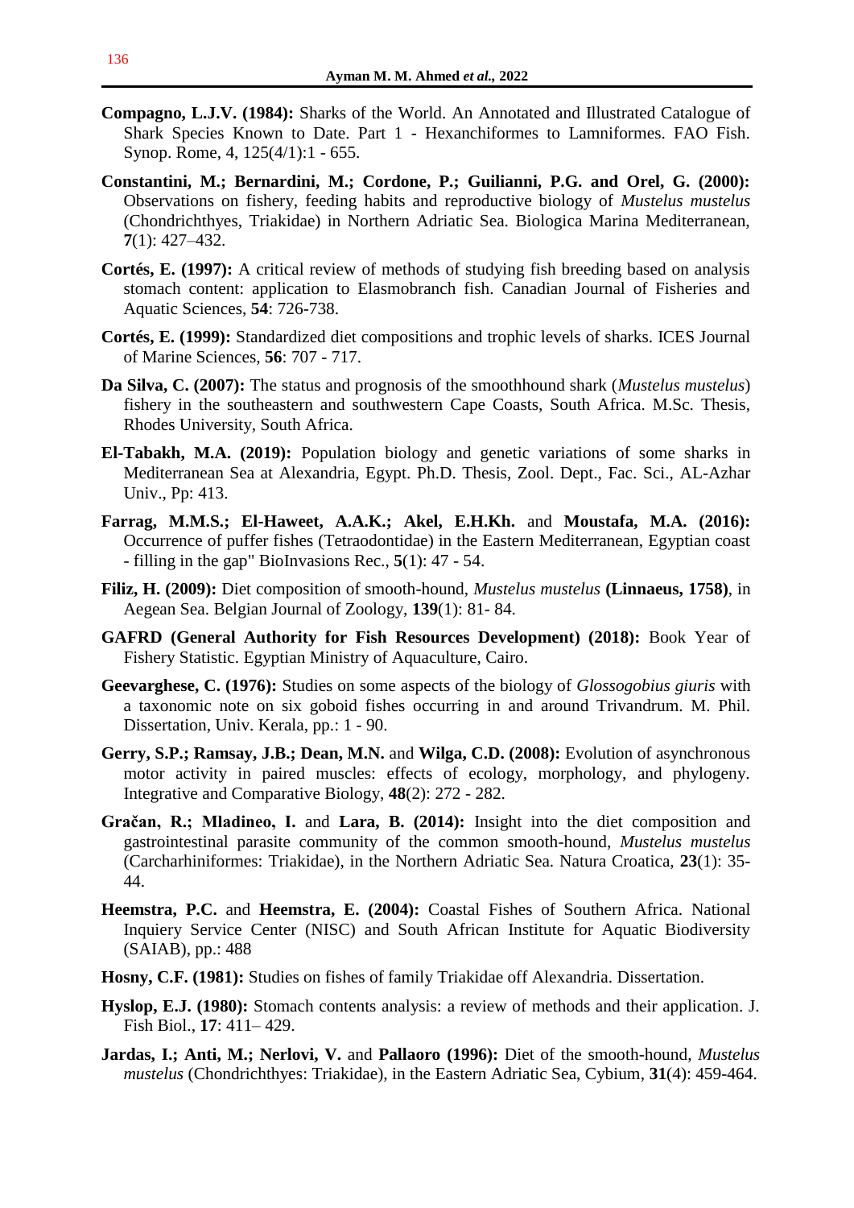**Compagno, L.J.V. (1984):** Sharks of the World. An Annotated and Illustrated Catalogue of Shark Species Known to Date. Part 1 - Hexanchiformes to Lamniformes. FAO Fish. Synop. Rome, 4, 125(4/1):1 - 655.

**Constantini, M.; Bernardini, M.; Cordone, P.; Guilianni, P.G. and Orel, G. (2000):** Observations on fishery, feeding habits and reproductive biology of *Mustelus mustelus* (Chondrichthyes, Triakidae) in Northern Adriatic Sea. Biologica Marina Mediterranean, **7**(1): 427–432.

**Cortés, E. (1997):** A critical review of methods of studying fish breeding based on analysis stomach content: application to Elasmobranch fish. Canadian Journal of Fisheries and Aquatic Sciences, **54**: 726-738.

**Cortés, E. (1999):** Standardized diet compositions and trophic levels of sharks. ICES Journal of Marine Sciences, **56**: 707 - 717.

**Da Silva, C. (2007):** The status and prognosis of the smoothhound shark (*Mustelus mustelus*) fishery in the southeastern and southwestern Cape Coasts, South Africa. M.Sc. Thesis, Rhodes University, South Africa.

**El-Tabakh, M.A. (2019):** Population biology and genetic variations of some sharks in Mediterranean Sea at Alexandria, Egypt. Ph.D. Thesis, Zool. Dept., Fac. Sci., AL-Azhar Univ., Pp: 413.

**Farrag, M.M.S.; El-Haweet, A.A.K.; Akel, E.H.Kh.** and **Moustafa, M.A. (2016):** Occurrence of puffer fishes (Tetraodontidae) in the Eastern Mediterranean, Egyptian coast - filling in the gap" BioInvasions Rec., **5**(1): 47 - 54.

**Filiz, H. (2009):** Diet composition of smooth-hound, *Mustelus mustelus* **(Linnaeus, 1758)**, in Aegean Sea. Belgian Journal of Zoology, **139**(1): 81- 84.

**GAFRD (General Authority for Fish Resources Development) (2018):** Book Year of Fishery Statistic. Egyptian Ministry of Aquaculture, Cairo.

**Geevarghese, C. (1976):** Studies on some aspects of the biology of *Glossogobius giuris* with a taxonomic note on six goboid fishes occurring in and around Trivandrum. M. Phil. Dissertation, Univ. Kerala, pp.: 1 - 90.

**Gerry, S.P.; Ramsay, J.B.; Dean, M.N.** and **Wilga, C.D. (2008):** Evolution of asynchronous motor activity in paired muscles: effects of ecology, morphology, and phylogeny. Integrative and Comparative Biology, **48**(2): 272 - 282.

**Gračan, R.; Mladineo, I.** and **Lara, B. (2014):** Insight into the diet composition and gastrointestinal parasite community of the common smooth-hound, *Mustelus mustelus* (Carcharhiniformes: Triakidae), in the Northern Adriatic Sea. Natura Croatica, **23**(1): 35-44.

**Heemstra, P.C.** and **Heemstra, E. (2004):** Coastal Fishes of Southern Africa. National Inquiery Service Center (NISC) and South African Institute for Aquatic Biodiversity (SAIAB), pp.: 488

**Hosny, C.F. (1981):** Studies on fishes of family Triakidae off Alexandria. Dissertation.

**Hyslop, E.J. (1980):** Stomach contents analysis: a review of methods and their application. J. Fish Biol., **17**: 411– 429.

**Jardas, I.; Anti, M.; Nerlovi, V.** and **Pallaoro (1996):** Diet of the smooth-hound, *Mustelus mustelus* (Chondrichthyes: Triakidae), in the Eastern Adriatic Sea, Cybium, **31**(4): 459-464.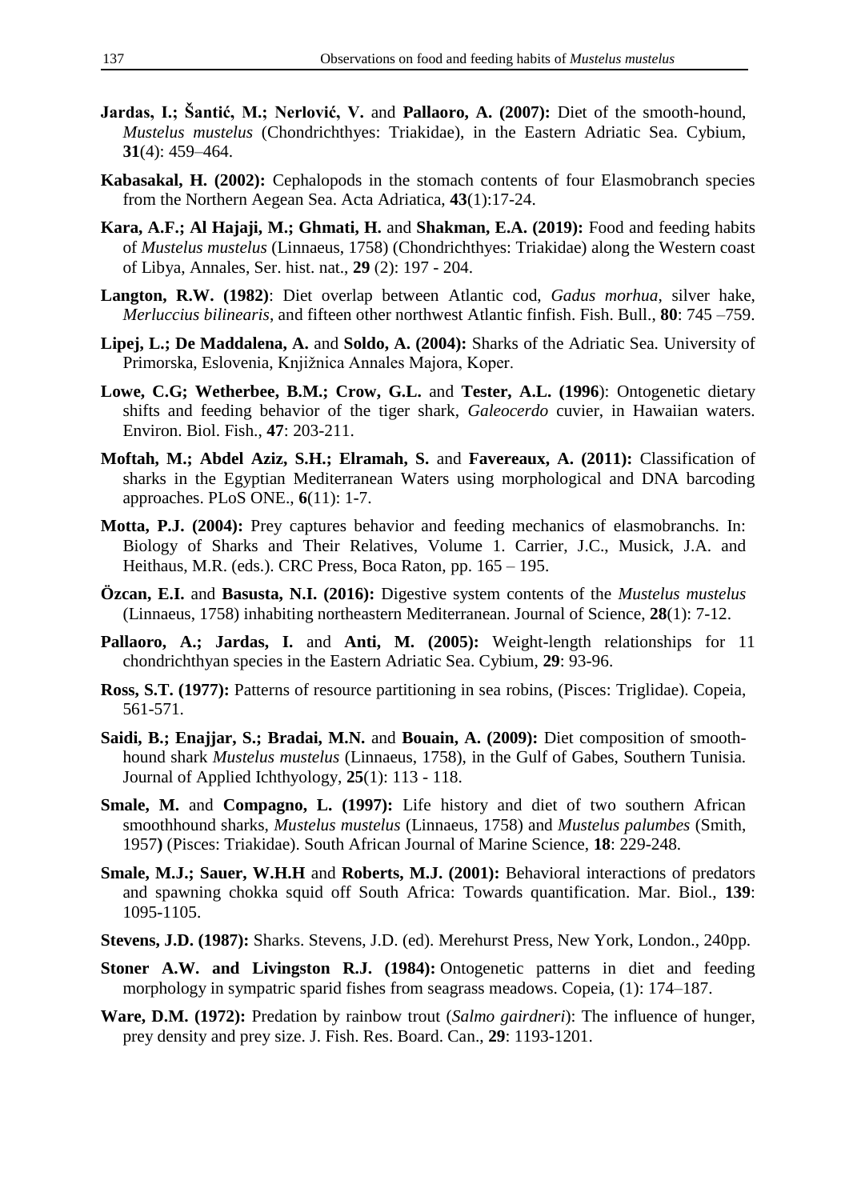**Jardas, I.; Šantić, M.; Nerlović, V.** and **Pallaoro, A. (2007):** Diet of the smooth-hound, *Mustelus mustelus* (Chondrichthyes: Triakidae), in the Eastern Adriatic Sea. Cybium, **31**(4): 459–464.

**Kabasakal, H. (2002):** Cephalopods in the stomach contents of four Elasmobranch species from the Northern Aegean Sea. Acta Adriatica, **43**(1):17-24.

**Kara, A.F.; Al Hajaji, M.; Ghmati, H.** and **Shakman, E.A. (2019):** Food and feeding habits of *Mustelus mustelus* (Linnaeus, 1758) (Chondrichthyes: Triakidae) along the Western coast of Libya, Annales, Ser. hist. nat., **29** (2): 197 - 204.

**Langton, R.W. (1982)**: Diet overlap between Atlantic cod, *Gadus morhua*, silver hake, *Merluccius bilinearis*, and fifteen other northwest Atlantic finfish. Fish. Bull., **80**: 745 –759.

**Lipej, L.; De Maddalena, A.** and **Soldo, A. (2004):** Sharks of the Adriatic Sea. University of Primorska, Eslovenia, Knjižnica Annales Majora, Koper.

**Lowe, C.G; Wetherbee, B.M.; Crow, G.L.** and **Tester, A.L. (1996**): Ontogenetic dietary shifts and feeding behavior of the tiger shark, *Galeocerdo* cuvier, in Hawaiian waters. Environ. Biol. Fish., **47**: 203-211.

**Moftah, M.; Abdel Aziz, S.H.; Elramah, S.** and **Favereaux, A. (2011):** Classification of sharks in the Egyptian Mediterranean Waters using morphological and DNA barcoding approaches. PLoS ONE., **6**(11): 1-7.

**Motta, P.J. (2004):** Prey captures behavior and feeding mechanics of elasmobranchs. In: Biology of Sharks and Their Relatives, Volume 1. Carrier, J.C., Musick, J.A. and Heithaus, M.R. (eds.). CRC Press, Boca Raton, pp. 165 – 195.

**Özcan, E.I.** and **Basusta, N.I. (2016):** Digestive system contents of the *Mustelus mustelus* (Linnaeus, 1758) inhabiting northeastern Mediterranean. Journal of Science, **28**(1): 7-12.

**Pallaoro, A.; Jardas, I.** and **Anti, M. (2005):** Weight-length relationships for 11 chondrichthyan species in the Eastern Adriatic Sea. Cybium, **29**: 93-96.

**Ross, S.T. (1977):** Patterns of resource partitioning in sea robins, (Pisces: Triglidae). Copeia, 561-571.

**Saidi, B.; Enajjar, S.; Bradai, M.N.** and **Bouain, A. (2009):** Diet composition of smooth-hound shark *Mustelus mustelus* (Linnaeus, 1758), in the Gulf of Gabes, Southern Tunisia. Journal of Applied Ichthyology, **25**(1): 113 - 118.

**Smale, M.** and **Compagno, L. (1997):** Life history and diet of two southern African smoothhound sharks, *Mustelus mustelus* (Linnaeus, 1758) and *Mustelus palumbes* (Smith, 1957**)** (Pisces: Triakidae). South African Journal of Marine Science, **18**: 229-248.

**Smale, M.J.; Sauer, W.H.H** and **Roberts, M.J. (2001):** Behavioral interactions of predators and spawning chokka squid off South Africa: Towards quantification. Mar. Biol., **139**: 1095-1105.

**Stevens, J.D. (1987):** Sharks. Stevens, J.D. (ed). Merehurst Press, New York, London., 240pp.

**Stoner A.W. and Livingston R.J. (1984):** Ontogenetic patterns in diet and feeding morphology in sympatric sparid fishes from seagrass meadows. Copeia, (1): 174–187.

**Ware, D.M. (1972):** Predation by rainbow trout (*Salmo gairdneri*): The influence of hunger, prey density and prey size. J. Fish. Res. Board. Can., **29**: 1193-1201.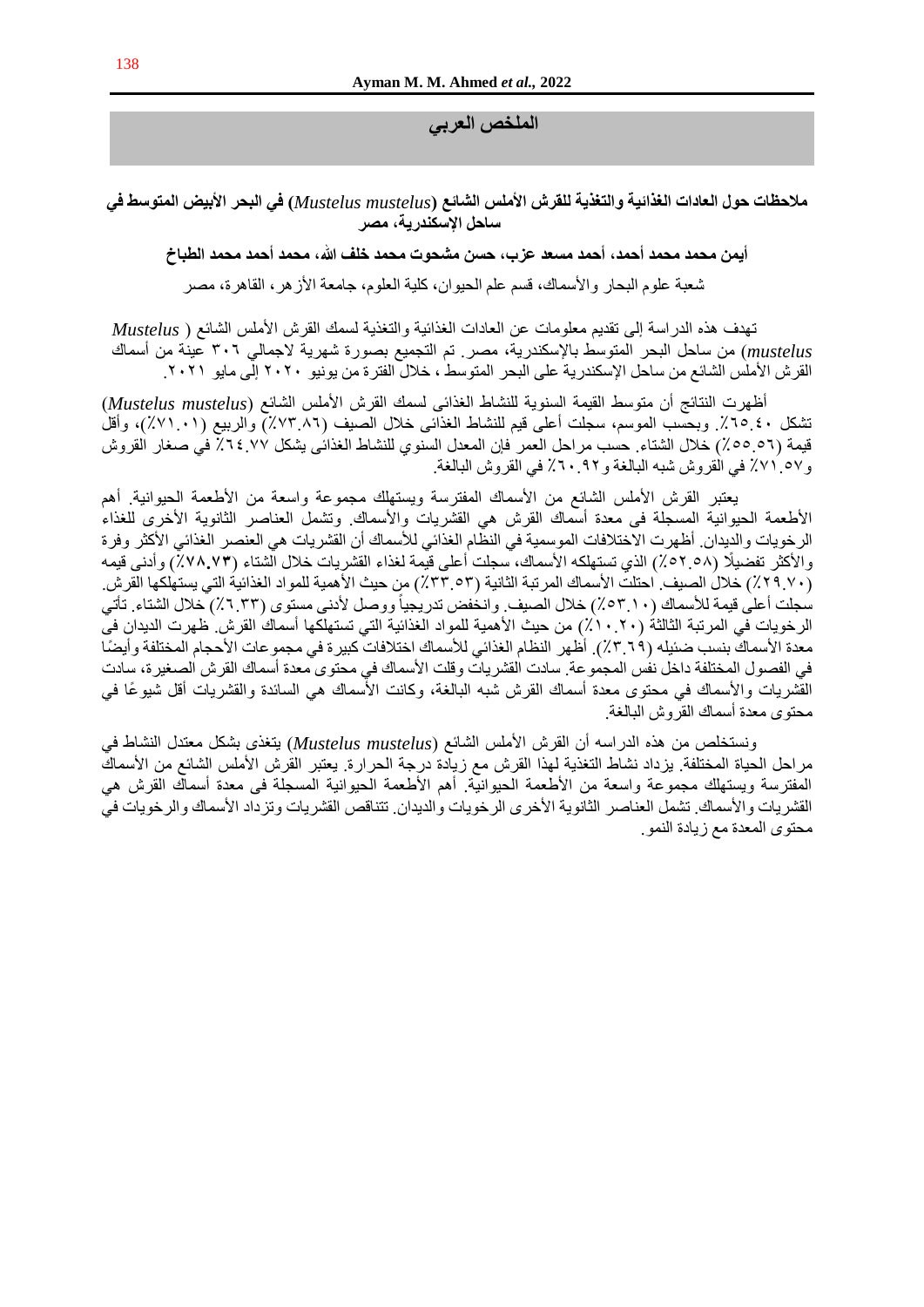# الملخص العربي

**ملاحظات حول العادات الغذائية والتغذية للقرش الأملس الشائع (*Mustelus mustelus*) في البحر الأبيض المتوسط في ساحل الإسكندرية، مصر**

**أيمن محمد محمد أحمد، أحمد مسعد عزب، حسن مشحوت محمد خلف الله، محمد أحمد محمد الطباخ**

شعبة علوم البحار والأسماك، قسم علم الحيوان، كلية العلوم، جامعة الأزهر، القاهرة، مصر

تهدف هذه الدراسة إلى تقديم معلومات عن العادات الغذائية والتغذية لسمك القرش الأملس الشائع (*Mustelus mustelus*) من ساحل البحر المتوسط بالإسكندرية، مصر. تم التجميع بصورة شهرية لاجمالي ٣٠٦ عينة من أسماك القرش الأملس الشائع من ساحل الإسكندرية على البحر المتوسط ، خلال الفترة من يونيو ٢٠٢٠ إلى مايو ٢٠٢١.

أظهرت النتائج أن متوسط القيمة السنوية للنشاط الغذائى لسمك القرش الأملس الشائع (*Mustelus mustelus*) تشكل ٦٥.٤٠٪. وبحسب الموسم، سجلت أعلى قيم للنشاط الغذائى خلال الصيف (٧٣.٨٦٪) والربيع (٧١.٠١٪)، وأقل قيمة (٥٥.٥٦٪) خلال الشتاء. حسب مراحل العمر فإن المعدل السنوي للنشاط الغذائى يشكل ٦٤.٧٧٪ في صغار القروش و٧١.٥٧٪ في القروش شبه البالغة و٦٠.٩٢٪ في القروش البالغة.

يعتبر القرش الأملس الشائع من الأسماك المفترسة ويستهلك مجموعة واسعة من الأطعمة الحيوانية. أهم الأطعمة الحيوانية المسجلة فى معدة أسماك القرش هي القشريات والأسماك. وتشمل العناصر الثانوية الأخرى للغذاء الرخويات والديدان. أظهرت الاختلافات الموسمية في النظام الغذائي للأسماك أن القشريات هي العنصر الغذائي الأكثر وفرة والأكثر تفضيلًا (٥٢.٥٨٪) الذي تستهلكه الأسماك، سجلت أعلى قيمة لغذاء القشريات خلال الشتاء (٧٨.٧٣٪) وأدنى قيمه (٢٩.٧٠٪) خلال الصيف. احتلت الأسماك المرتبة الثانية (٣٣.٥٣٪) من حيث الأهمية للمواد الغذائية التي يستهلكها القرش. سجلت أعلى قيمة للأسماك (٥٣.١٠٪) خلال الصيف. وانخفض تدريجياً ووصل لأدنى مستوى (٦.٣٣٪) خلال الشتاء. تأتي الرخويات في المرتبة الثالثة (١٠.٢٠٪) من حيث الأهمية للمواد الغذائية التي تستهلكها أسماك القرش. ظهرت الديدان فى معدة الأسماك بنسب ضئيله (٣.٦٩٪). أظهر النظام الغذائي للأسماك اختلافات كبيرة في مجموعات الأحجام المختلفة وأيضًا في الفصول المختلفة داخل نفس المجموعة. سادت القشريات وقلت الأسماك في محتوى معدة أسماك القرش الصغيرة، سادت القشريات والأسماك في محتوى معدة أسماك القرش شبه البالغة، وكانت الأسماك هي السائدة والقشريات أقل شيوعًا في محتوى معدة أسماك القروش البالغة.

ونستخلص من هذه الدراسه أن القرش الأملس الشائع (*Mustelus mustelus*) يتغذى بشكل معتدل النشاط في مراحل الحياة المختلفة. يزداد نشاط التغذية لهذا القرش مع زيادة درجة الحرارة. يعتبر القرش الأملس الشائع من الأسماك المفترسة ويستهلك مجموعة واسعة من الأطعمة الحيوانية. أهم الأطعمة الحيوانية المسجلة فى معدة أسماك القرش هي القشريات والأسماك. تشمل العناصر الثانوية الأخرى الرخويات والديدان. تتناقص القشريات وتزداد الأسماك والرخويات في محتوى المعدة مع زيادة النمو.